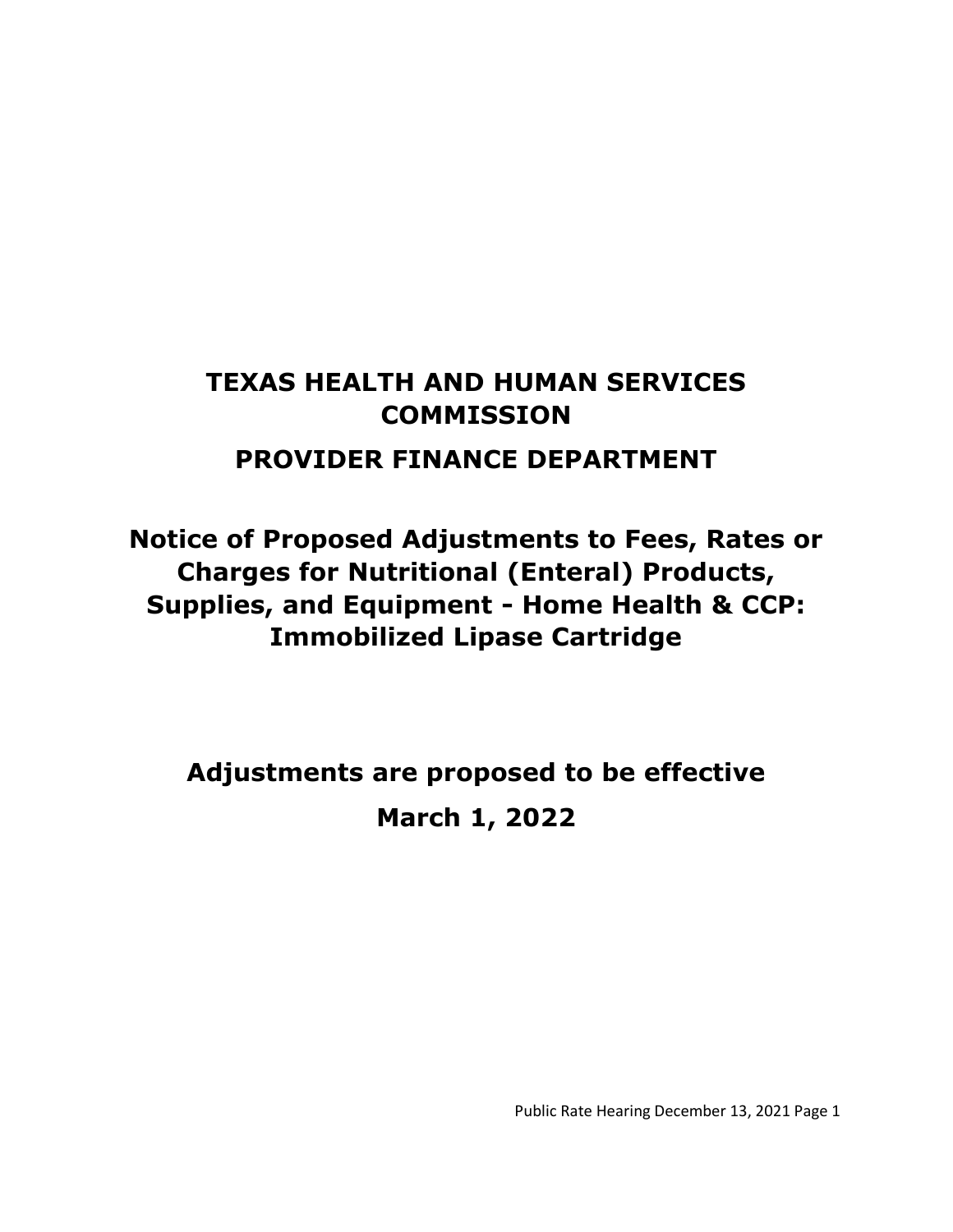# TEXAS HEALTH AND HUMAN SERVICES COMMISSION

## PROVIDER FINANCE DEPARTMENT

## Notice of Proposed Adjustments to Fees, Rates or Charges for Nutritional (Enteral) Products, Supplies, and Equipment - Home Health & CCP: Immobilized Lipase Cartridge

## Adjustments are proposed to be effective March 1, 2022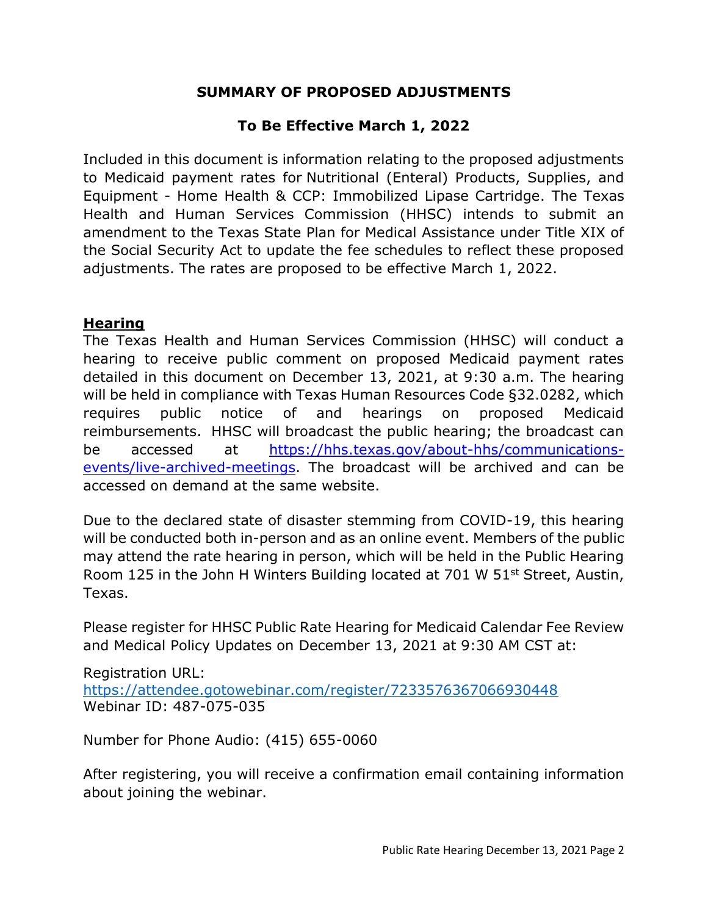# SUMMARY OF PROPOSED ADJUSTMENTS

## To Be Effective March 1, 2022

Included in this document is information relating to the proposed adjustments to Medicaid payment rates for Nutritional (Enteral) Products, Supplies, and Equipment - Home Health & CCP: Immobilized Lipase Cartridge. The Texas Health and Human Services Commission (HHSC) intends to submit an amendment to the Texas State Plan for Medical Assistance under Title XIX of the Social Security Act to update the fee schedules to reflect these proposed adjustments. The rates are proposed to be effective March 1, 2022.

### Hearing

The Texas Health and Human Services Commission (HHSC) will conduct a hearing to receive public comment on proposed Medicaid payment rates detailed in this document on December 13, 2021, at 9:30 a.m. The hearing will be held in compliance with Texas Human Resources Code §32.0282, which requires public notice of and hearings on proposed Medicaid reimbursements. HHSC will broadcast the public hearing; the broadcast can be accessed at https://hhs.texas.gov/about-hhs/communications-events/live-archived-meetings. The broadcast will be archived and can be accessed on demand at the same website.

Due to the declared state of disaster stemming from COVID-19, this hearing will be conducted both in-person and as an online event. Members of the public may attend the rate hearing in person, which will be held in the Public Hearing Room 125 in the John H Winters Building located at 701 W 51st Street, Austin, Texas.

Please register for HHSC Public Rate Hearing for Medicaid Calendar Fee Review and Medical Policy Updates on December 13, 2021 at 9:30 AM CST at:

Registration URL:
https://attendee.gotowebinar.com/register/7233576367066930448
Webinar ID: 487-075-035

Number for Phone Audio: (415) 655-0060

After registering, you will receive a confirmation email containing information about joining the webinar.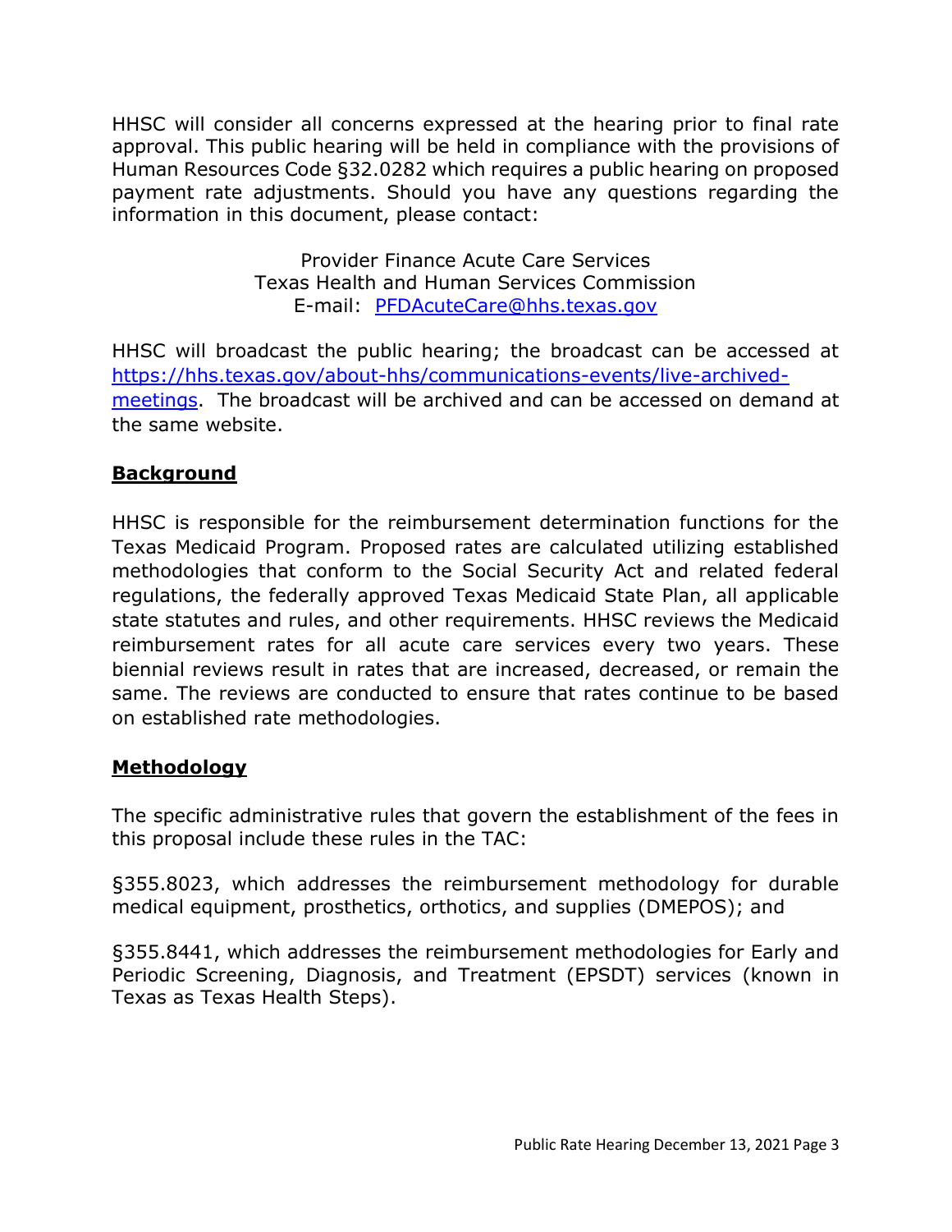HHSC will consider all concerns expressed at the hearing prior to final rate approval. This public hearing will be held in compliance with the provisions of Human Resources Code §32.0282 which requires a public hearing on proposed payment rate adjustments. Should you have any questions regarding the information in this document, please contact:

Provider Finance Acute Care Services
Texas Health and Human Services Commission
E-mail: [PFDAcuteCare@hhs.texas.gov](mailto:PFDAcuteCare@hhs.texas.gov)

HHSC will broadcast the public hearing; the broadcast can be accessed at [https://hhs.texas.gov/about-hhs/communications-events/live-archived-meetings](https://hhs.texas.gov/about-hhs/communications-events/live-archived-meetings). The broadcast will be archived and can be accessed on demand at the same website.

## Background

HHSC is responsible for the reimbursement determination functions for the Texas Medicaid Program. Proposed rates are calculated utilizing established methodologies that conform to the Social Security Act and related federal regulations, the federally approved Texas Medicaid State Plan, all applicable state statutes and rules, and other requirements. HHSC reviews the Medicaid reimbursement rates for all acute care services every two years. These biennial reviews result in rates that are increased, decreased, or remain the same. The reviews are conducted to ensure that rates continue to be based on established rate methodologies.

## Methodology

The specific administrative rules that govern the establishment of the fees in this proposal include these rules in the TAC:

§355.8023, which addresses the reimbursement methodology for durable medical equipment, prosthetics, orthotics, and supplies (DMEPOS); and

§355.8441, which addresses the reimbursement methodologies for Early and Periodic Screening, Diagnosis, and Treatment (EPSDT) services (known in Texas as Texas Health Steps).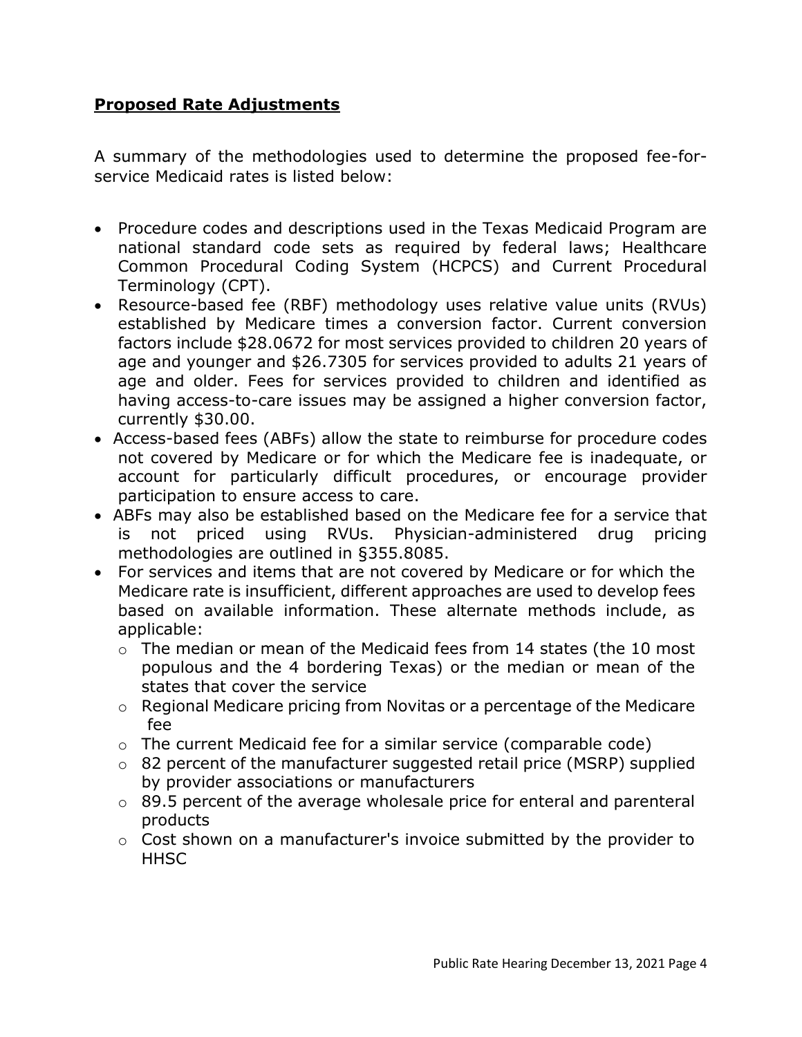## **Proposed Rate Adjustments**

A summary of the methodologies used to determine the proposed fee-for-service Medicaid rates is listed below:

- Procedure codes and descriptions used in the Texas Medicaid Program are national standard code sets as required by federal laws; Healthcare Common Procedural Coding System (HCPCS) and Current Procedural Terminology (CPT).
- Resource-based fee (RBF) methodology uses relative value units (RVUs) established by Medicare times a conversion factor. Current conversion factors include $28.0672 for most services provided to children 20 years of age and younger and $26.7305 for services provided to adults 21 years of age and older. Fees for services provided to children and identified as having access-to-care issues may be assigned a higher conversion factor, currently $30.00.
- Access-based fees (ABFs) allow the state to reimburse for procedure codes not covered by Medicare or for which the Medicare fee is inadequate, or account for particularly difficult procedures, or encourage provider participation to ensure access to care.
- ABFs may also be established based on the Medicare fee for a service that is not priced using RVUs. Physician-administered drug pricing methodologies are outlined in §355.8085.
- For services and items that are not covered by Medicare or for which the Medicare rate is insufficient, different approaches are used to develop fees based on available information. These alternate methods include, as applicable:
  - The median or mean of the Medicaid fees from 14 states (the 10 most populous and the 4 bordering Texas) or the median or mean of the states that cover the service
  - Regional Medicare pricing from Novitas or a percentage of the Medicare fee
  - The current Medicaid fee for a similar service (comparable code)
  - 82 percent of the manufacturer suggested retail price (MSRP) supplied by provider associations or manufacturers
  - 89.5 percent of the average wholesale price for enteral and parenteral products
  - Cost shown on a manufacturer's invoice submitted by the provider to HHSC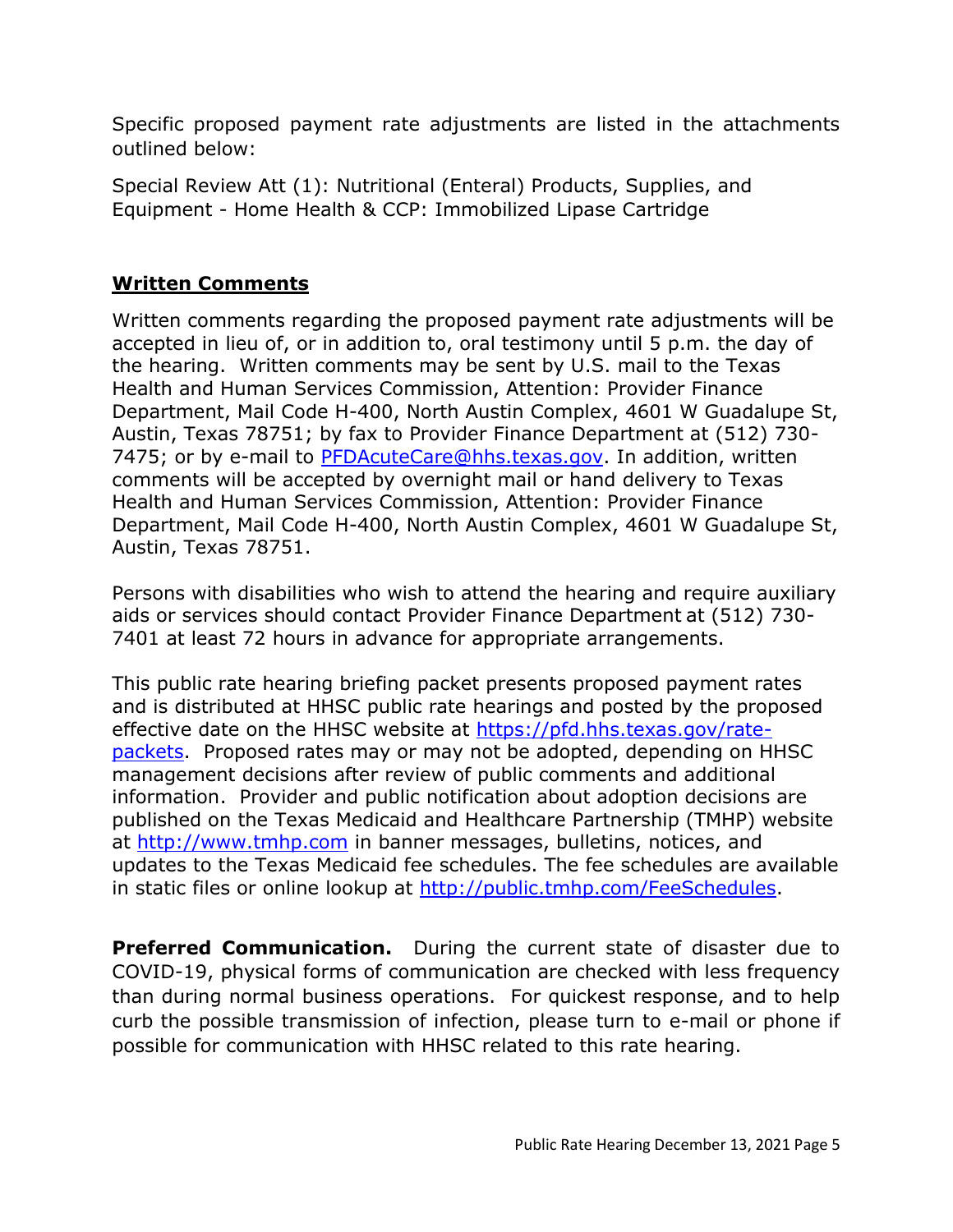Specific proposed payment rate adjustments are listed in the attachments outlined below:

Special Review Att (1): Nutritional (Enteral) Products, Supplies, and Equipment - Home Health & CCP: Immobilized Lipase Cartridge

## **Written Comments**

Written comments regarding the proposed payment rate adjustments will be accepted in lieu of, or in addition to, oral testimony until 5 p.m. the day of the hearing. Written comments may be sent by U.S. mail to the Texas Health and Human Services Commission, Attention: Provider Finance Department, Mail Code H-400, North Austin Complex, 4601 W Guadalupe St, Austin, Texas 78751; by fax to Provider Finance Department at (512) 730-7475; or by e-mail to [PFDAcuteCare@hhs.texas.gov](mailto:PFDAcuteCare@hhs.texas.gov). In addition, written comments will be accepted by overnight mail or hand delivery to Texas Health and Human Services Commission, Attention: Provider Finance Department, Mail Code H-400, North Austin Complex, 4601 W Guadalupe St, Austin, Texas 78751.

Persons with disabilities who wish to attend the hearing and require auxiliary aids or services should contact Provider Finance Department at (512) 730-7401 at least 72 hours in advance for appropriate arrangements.

This public rate hearing briefing packet presents proposed payment rates and is distributed at HHSC public rate hearings and posted by the proposed effective date on the HHSC website at [https://pfd.hhs.texas.gov/rate-packets](https://pfd.hhs.texas.gov/rate-packets). Proposed rates may or may not be adopted, depending on HHSC management decisions after review of public comments and additional information. Provider and public notification about adoption decisions are published on the Texas Medicaid and Healthcare Partnership (TMHP) website at [http://www.tmhp.com](http://www.tmhp.com) in banner messages, bulletins, notices, and updates to the Texas Medicaid fee schedules. The fee schedules are available in static files or online lookup at [http://public.tmhp.com/FeeSchedules](http://public.tmhp.com/FeeSchedules).

**Preferred Communication.** During the current state of disaster due to COVID-19, physical forms of communication are checked with less frequency than during normal business operations. For quickest response, and to help curb the possible transmission of infection, please turn to e-mail or phone if possible for communication with HHSC related to this rate hearing.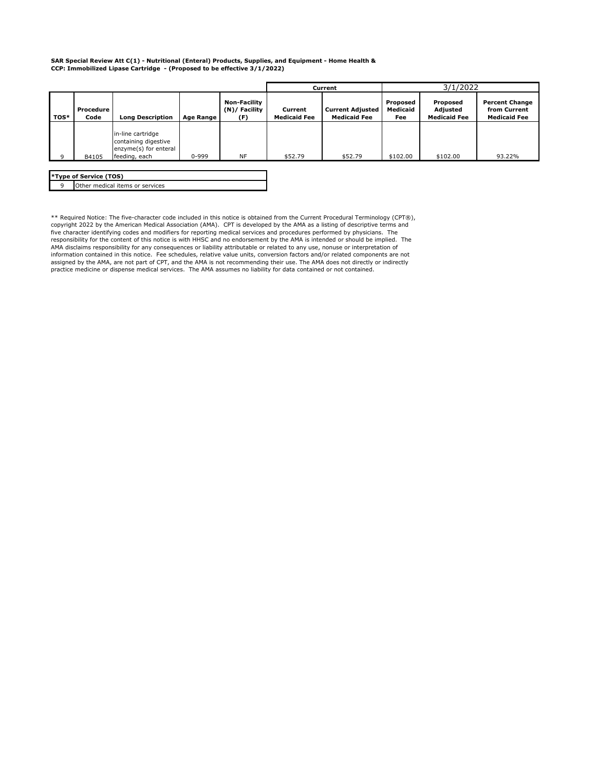**SAR Special Review Att C(1) - Nutritional (Enteral) Products, Supplies, and Equipment - Home Health &**
**CCP: Immobilized Lipase Cartridge - (Proposed to be effective 3/1/2022)**

| | | | | | Current | | 3/1/2022 | | |
|---|---|---|---|---|---|---|---|---|---|
| TOS* | Procedure Code | Long Description | Age Range | Non-Facility (N)/ Facility (F) | Current Medicaid Fee | Current Adjusted Medicaid Fee | Proposed Medicaid Fee | Proposed Adjusted Medicaid Fee | Percent Change from Current Medicaid Fee |
| 9 | B4105 | in-line cartridge containing digestive enzyme(s) for enteral feeding, each | 0-999 | NF | $52.79 | $52.79 | $102.00 | $102.00 | 93.22% |

| *Type of Service (TOS) | |
|---|---|
| 9 | Other medical items or services |

** Required Notice: The five-character code included in this notice is obtained from the Current Procedural Terminology (CPT®), copyright 2022 by the American Medical Association (AMA). CPT is developed by the AMA as a listing of descriptive terms and five character identifying codes and modifiers for reporting medical services and procedures performed by physicians. The responsibility for the content of this notice is with HHSC and no endorsement by the AMA is intended or should be implied. The AMA disclaims responsibility for any consequences or liability attributable or related to any use, nonuse or interpretation of information contained in this notice. Fee schedules, relative value units, conversion factors and/or related components are not assigned by the AMA, are not part of CPT, and the AMA is not recommending their use. The AMA does not directly or indirectly practice medicine or dispense medical services. The AMA assumes no liability for data contained or not contained.